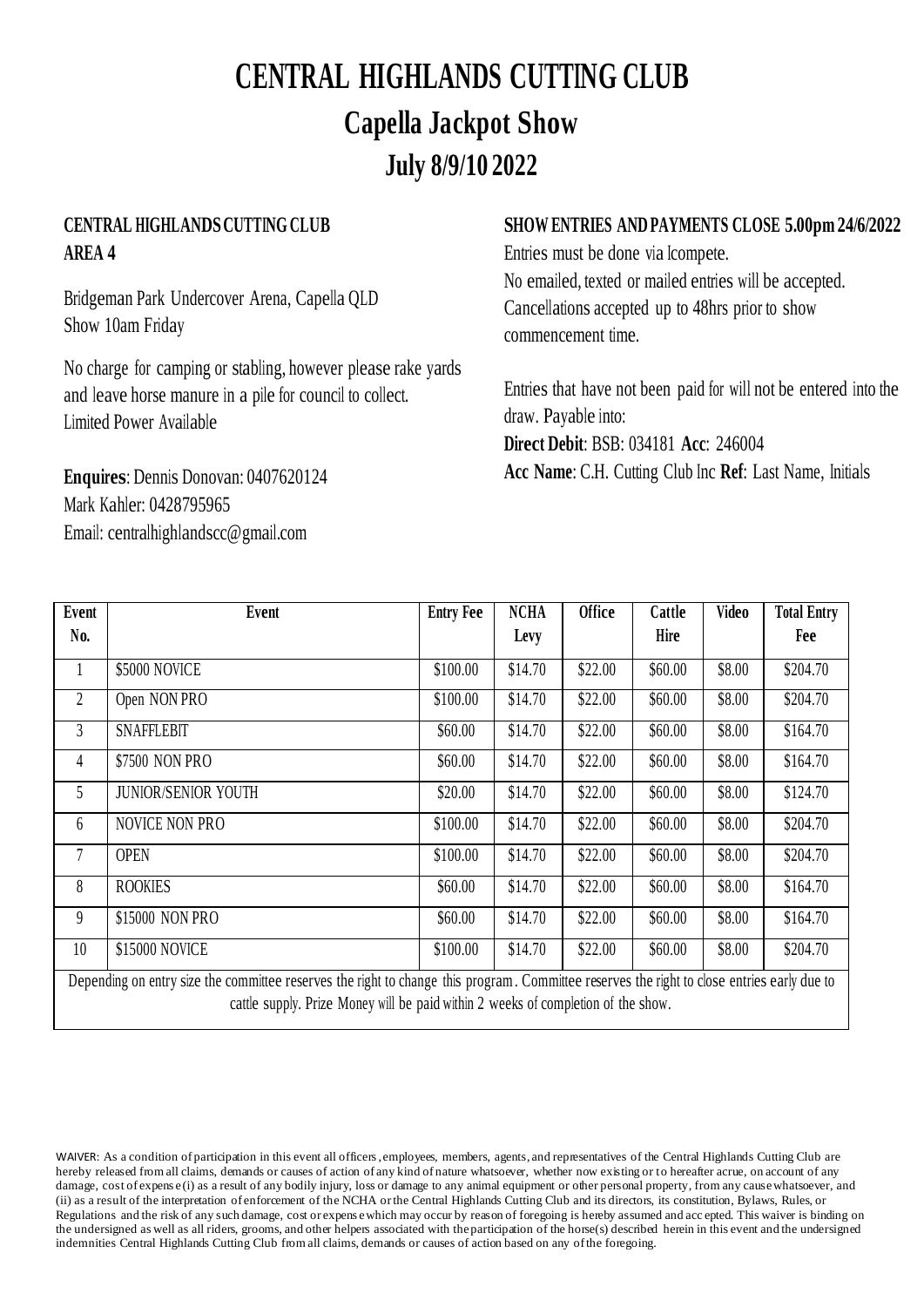# CENTRAL HIGHLANDS CUTTING CLUB

## Capella Jackpot Show

## July 8/9/10 2022

**CENTRAL HIGHLANDS CUTTING CLUB**
**AREA 4**

Bridgeman Park Undercover Arena, Capella QLD
Show 10am Friday

No charge for camping or stabling, however please rake yards and leave horse manure in a pile for council to collect.
Limited Power Available

**Enquires**: Dennis Donovan: 0407620124
Mark Kahler: 0428795965
Email: centralhighlandscc@gmail.com

**SHOW ENTRIES AND PAYMENTS CLOSE 5.00pm 24/6/2022**

Entries must be done via lcompete.
No emailed, texted or mailed entries will be accepted.
Cancellations accepted up to 48hrs prior to show commencement time.

Entries that have not been paid for will not be entered into the draw. Payable into:
**Direct Debit**: BSB: 034181 **Acc**: 246004
**Acc Name**: C.H. Cutting Club Inc **Ref**: Last Name, Initials

| Event No. | Event | Entry Fee | NCHA Levy | Office | Cattle Hire | Video | Total Entry Fee |
|---|---|---|---|---|---|---|---|
| 1 | $5000 NOVICE | $100.00 | $14.70 | $22.00 | $60.00 | $8.00 | $204.70 |
| 2 | Open NON PRO | $100.00 | $14.70 | $22.00 | $60.00 | $8.00 | $204.70 |
| 3 | SNAFFLEBIT | $60.00 | $14.70 | $22.00 | $60.00 | $8.00 | $164.70 |
| 4 | $7500 NON PRO | $60.00 | $14.70 | $22.00 | $60.00 | $8.00 | $164.70 |
| 5 | JUNIOR/SENIOR YOUTH | $20.00 | $14.70 | $22.00 | $60.00 | $8.00 | $124.70 |
| 6 | NOVICE NON PRO | $100.00 | $14.70 | $22.00 | $60.00 | $8.00 | $204.70 |
| 7 | OPEN | $100.00 | $14.70 | $22.00 | $60.00 | $8.00 | $204.70 |
| 8 | ROOKIES | $60.00 | $14.70 | $22.00 | $60.00 | $8.00 | $164.70 |
| 9 | $15000 NON PRO | $60.00 | $14.70 | $22.00 | $60.00 | $8.00 | $164.70 |
| 10 | $15000 NOVICE | $100.00 | $14.70 | $22.00 | $60.00 | $8.00 | $204.70 |

Depending on entry size the committee reserves the right to change this program. Committee reserves the right to close entries early due to cattle supply. Prize Money will be paid within 2 weeks of completion of the show.

WAIVER: As a condition of participation in this event all officers, employees, members, agents, and representatives of the Central Highlands Cutting Club are hereby released from all claims, demands or causes of action of any kind of nature whatsoever, whether now existing or to hereafter acrue, on account of any damage, cost of expense (i) as a result of any bodily injury, loss or damage to any animal equipment or other personal property, from any cause whatsoever, and (ii) as a result of the interpretation of enforcement of the NCHA or the Central Highlands Cutting Club and its directors, its constitution, Bylaws, Rules, or Regulations and the risk of any such damage, cost or expense which may occur by reason of foregoing is hereby assumed and accepted. This waiver is binding on the undersigned as well as all riders, grooms, and other helpers associated with the participation of the horse(s) described herein in this event and the undersigned indemnities Central Highlands Cutting Club from all claims, demands or causes of action based on any of the foregoing.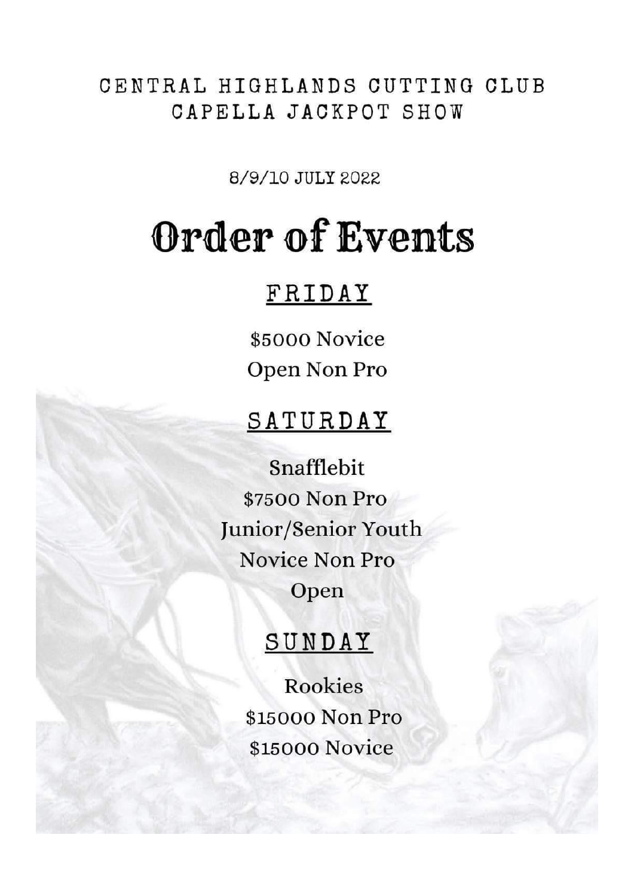CENTRAL HIGHLANDS CUTTING CLUB
CAPELLA JACKPOT SHOW

8/9/10 JULY 2022

# Order of Events

## FRIDAY

$5000 Novice
Open Non Pro

## SATURDAY

Snafflebit
$7500 Non Pro
Junior/Senior Youth
Novice Non Pro
Open

## SUNDAY

Rookies
$15000 Non Pro
$15000 Novice